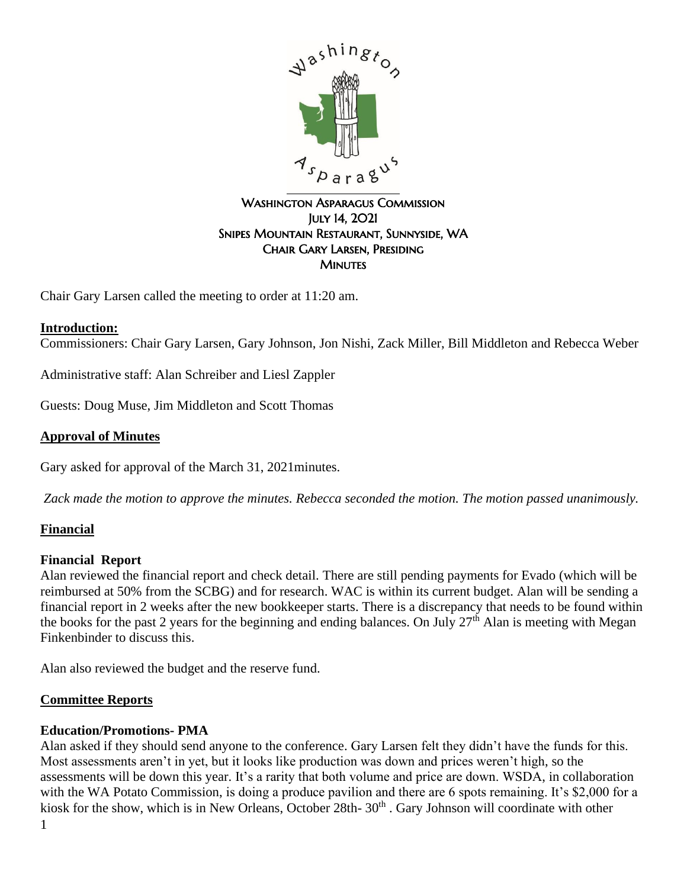# Washington Asparagus Commission
## July 14, 2021
## Snipes Mountain Restaurant, Sunnyside, WA
## Chair Gary Larsen, Presiding
## Minutes

Chair Gary Larsen called the meeting to order at 11:20 am.

**Introduction:**

Commissioners: Chair Gary Larsen, Gary Johnson, Jon Nishi, Zack Miller, Bill Middleton and Rebecca Weber

Administrative staff: Alan Schreiber and Liesl Zappler

Guests: Doug Muse, Jim Middleton and Scott Thomas

**Approval of Minutes**

Gary asked for approval of the March 31, 2021minutes.

*Zack made the motion to approve the minutes. Rebecca seconded the motion. The motion passed unanimously.*

**Financial**

**Financial Report**

Alan reviewed the financial report and check detail. There are still pending payments for Evado (which will be reimbursed at 50% from the SCBG) and for research. WAC is within its current budget. Alan will be sending a financial report in 2 weeks after the new bookkeeper starts. There is a discrepancy that needs to be found within the books for the past 2 years for the beginning and ending balances. On July 27th Alan is meeting with Megan Finkenbinder to discuss this.

Alan also reviewed the budget and the reserve fund.

**Committee Reports**

**Education/Promotions- PMA**

Alan asked if they should send anyone to the conference. Gary Larsen felt they didn't have the funds for this. Most assessments aren't in yet, but it looks like production was down and prices weren't high, so the assessments will be down this year. It's a rarity that both volume and price are down. WSDA, in collaboration with the WA Potato Commission, is doing a produce pavilion and there are 6 spots remaining. It's $2,000 for a kiosk for the show, which is in New Orleans, October 28th- 30th . Gary Johnson will coordinate with other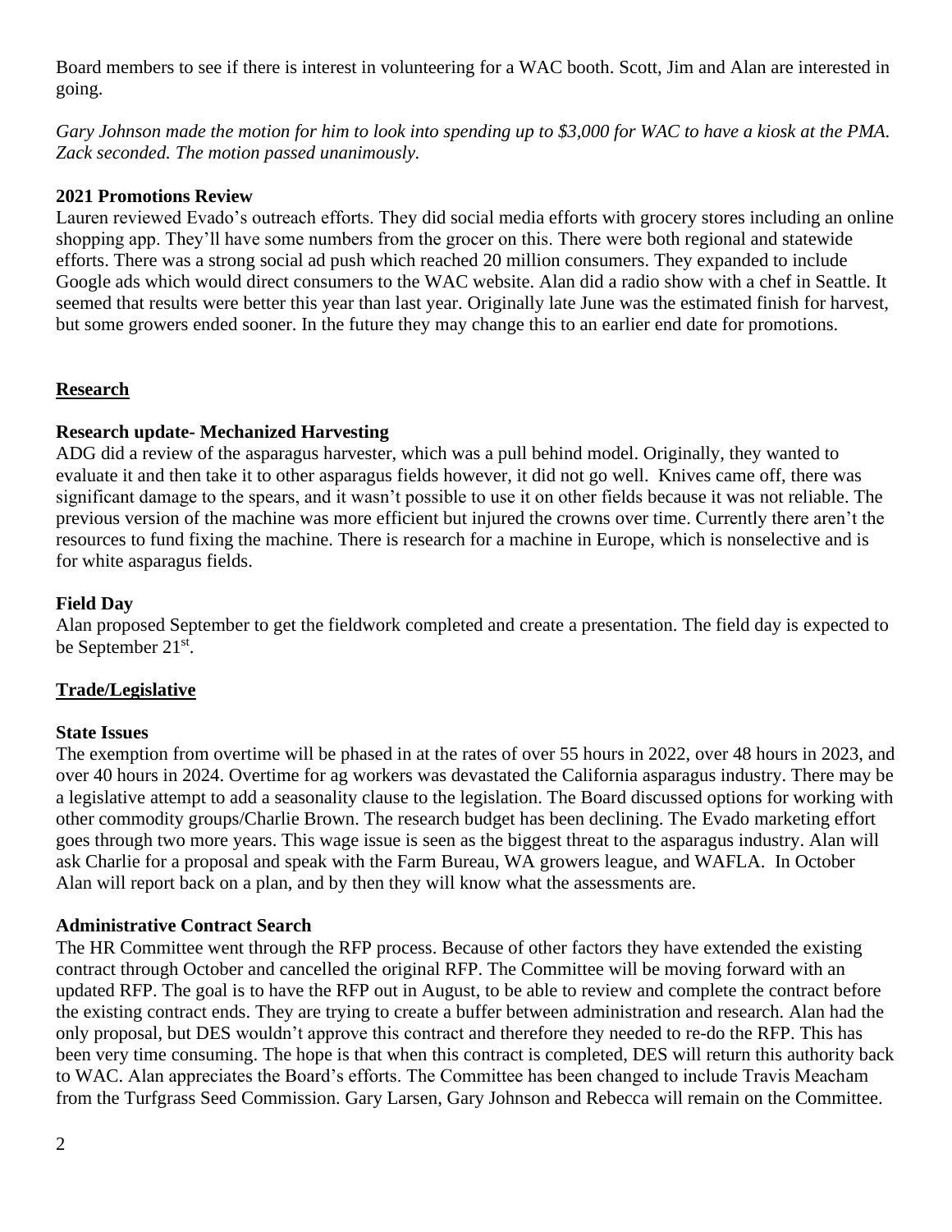Board members to see if there is interest in volunteering for a WAC booth. Scott, Jim and Alan are interested in going.

*Gary Johnson made the motion for him to look into spending up to $3,000 for WAC to have a kiosk at the PMA. Zack seconded. The motion passed unanimously.*

**2021 Promotions Review**

Lauren reviewed Evado's outreach efforts. They did social media efforts with grocery stores including an online shopping app. They'll have some numbers from the grocer on this. There were both regional and statewide efforts. There was a strong social ad push which reached 20 million consumers. They expanded to include Google ads which would direct consumers to the WAC website. Alan did a radio show with a chef in Seattle. It seemed that results were better this year than last year. Originally late June was the estimated finish for harvest, but some growers ended sooner. In the future they may change this to an earlier end date for promotions.

## Research

**Research update- Mechanized Harvesting**

ADG did a review of the asparagus harvester, which was a pull behind model. Originally, they wanted to evaluate it and then take it to other asparagus fields however, it did not go well. Knives came off, there was significant damage to the spears, and it wasn't possible to use it on other fields because it was not reliable. The previous version of the machine was more efficient but injured the crowns over time. Currently there aren't the resources to fund fixing the machine. There is research for a machine in Europe, which is nonselective and is for white asparagus fields.

**Field Day**

Alan proposed September to get the fieldwork completed and create a presentation. The field day is expected to be September 21st.

## Trade/Legislative

**State Issues**

The exemption from overtime will be phased in at the rates of over 55 hours in 2022, over 48 hours in 2023, and over 40 hours in 2024. Overtime for ag workers was devastated the California asparagus industry. There may be a legislative attempt to add a seasonality clause to the legislation. The Board discussed options for working with other commodity groups/Charlie Brown. The research budget has been declining. The Evado marketing effort goes through two more years. This wage issue is seen as the biggest threat to the asparagus industry. Alan will ask Charlie for a proposal and speak with the Farm Bureau, WA growers league, and WAFLA. In October Alan will report back on a plan, and by then they will know what the assessments are.

**Administrative Contract Search**

The HR Committee went through the RFP process. Because of other factors they have extended the existing contract through October and cancelled the original RFP. The Committee will be moving forward with an updated RFP. The goal is to have the RFP out in August, to be able to review and complete the contract before the existing contract ends. They are trying to create a buffer between administration and research. Alan had the only proposal, but DES wouldn't approve this contract and therefore they needed to re-do the RFP. This has been very time consuming. The hope is that when this contract is completed, DES will return this authority back to WAC. Alan appreciates the Board's efforts. The Committee has been changed to include Travis Meacham from the Turfgrass Seed Commission. Gary Larsen, Gary Johnson and Rebecca will remain on the Committee.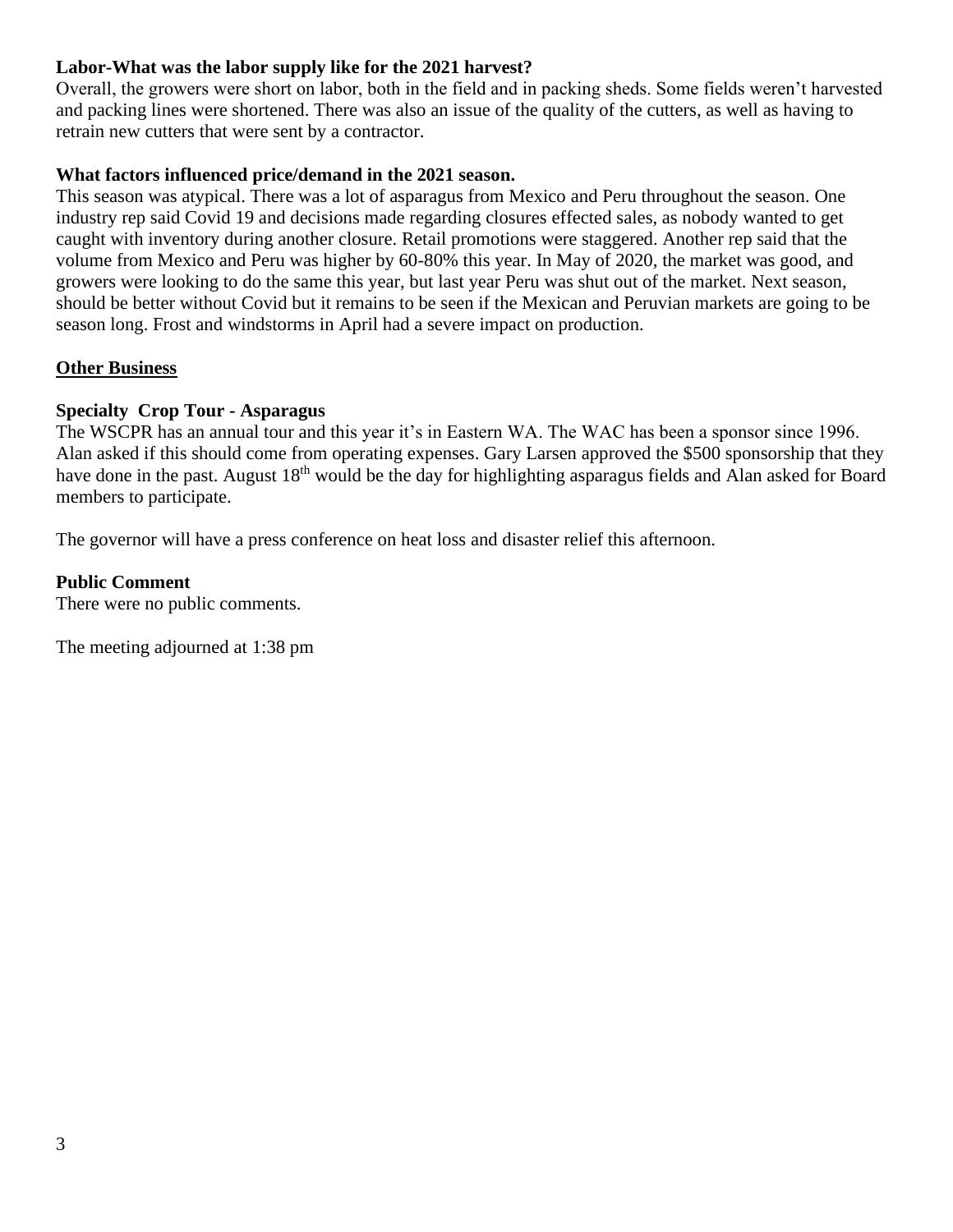**Labor-What was the labor supply like for the 2021 harvest?**

Overall, the growers were short on labor, both in the field and in packing sheds. Some fields weren't harvested and packing lines were shortened. There was also an issue of the quality of the cutters, as well as having to retrain new cutters that were sent by a contractor.

**What factors influenced price/demand in the 2021 season.**

This season was atypical. There was a lot of asparagus from Mexico and Peru throughout the season. One industry rep said Covid 19 and decisions made regarding closures effected sales, as nobody wanted to get caught with inventory during another closure. Retail promotions were staggered. Another rep said that the volume from Mexico and Peru was higher by 60-80% this year. In May of 2020, the market was good, and growers were looking to do the same this year, but last year Peru was shut out of the market. Next season, should be better without Covid but it remains to be seen if the Mexican and Peruvian markets are going to be season long. Frost and windstorms in April had a severe impact on production.

## Other Business

**Specialty Crop Tour - Asparagus**

The WSCPR has an annual tour and this year it's in Eastern WA. The WAC has been a sponsor since 1996. Alan asked if this should come from operating expenses. Gary Larsen approved the $500 sponsorship that they have done in the past. August 18th would be the day for highlighting asparagus fields and Alan asked for Board members to participate.

The governor will have a press conference on heat loss and disaster relief this afternoon.

**Public Comment**

There were no public comments.

The meeting adjourned at 1:38 pm